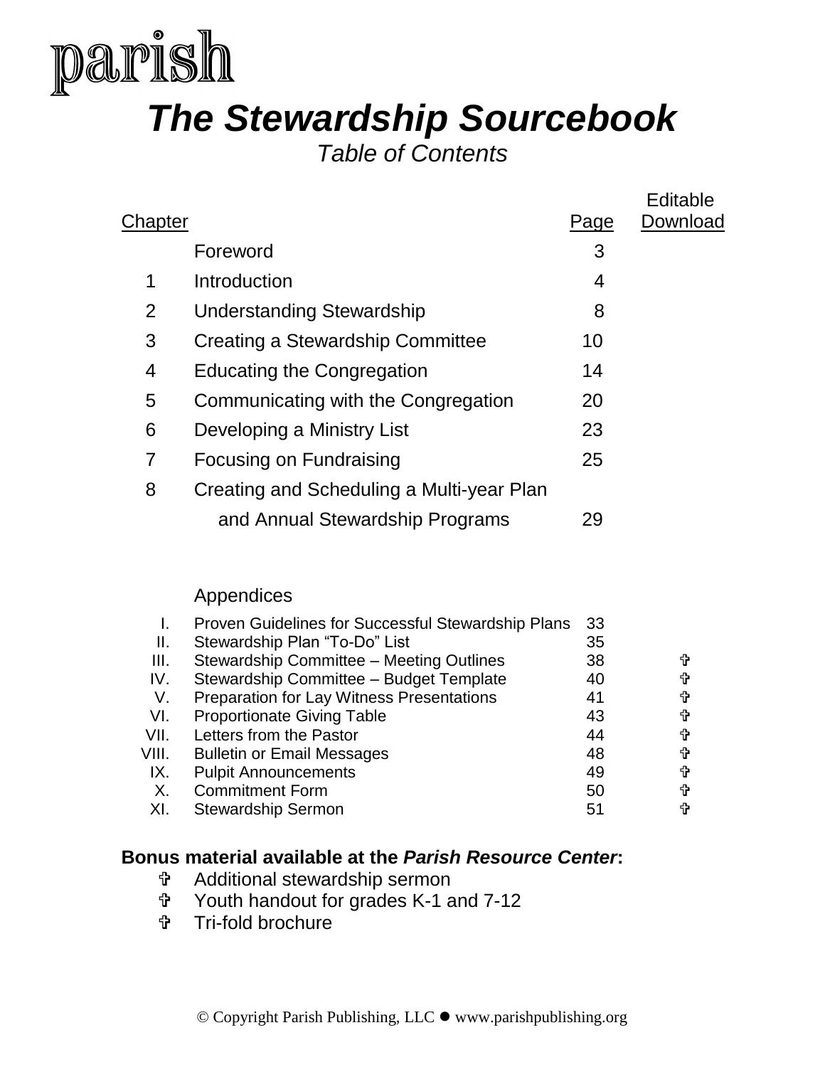parish

# *The Stewardship Sourcebook*

*Table of Contents*

| Chapter | | Page | Editable Download |
|---|---|---|---|
| | Foreword | 3 | |
| 1 | Introduction | 4 | |
| 2 | Understanding Stewardship | 8 | |
| 3 | Creating a Stewardship Committee | 10 | |
| 4 | Educating the Congregation | 14 | |
| 5 | Communicating with the Congregation | 20 | |
| 6 | Developing a Ministry List | 23 | |
| 7 | Focusing on Fundraising | 25 | |
| 8 | Creating and Scheduling a Multi-year Plan and Annual Stewardship Programs | 29 | |

Appendices

| | | | |
|---|---|---|---|
| I. | Proven Guidelines for Successful Stewardship Plans | 33 | |
| II. | Stewardship Plan "To-Do" List | 35 | |
| III. | Stewardship Committee – Meeting Outlines | 38 | ✞ |
| IV. | Stewardship Committee – Budget Template | 40 | ✞ |
| V. | Preparation for Lay Witness Presentations | 41 | ✞ |
| VI. | Proportionate Giving Table | 43 | ✞ |
| VII. | Letters from the Pastor | 44 | ✞ |
| VIII. | Bulletin or Email Messages | 48 | ✞ |
| IX. | Pulpit Announcements | 49 | ✞ |
| X. | Commitment Form | 50 | ✞ |
| XI. | Stewardship Sermon | 51 | ✞ |

**Bonus material available at the *Parish Resource Center*:**

- ✞ Additional stewardship sermon
- ✞ Youth handout for grades K-1 and 7-12
- ✞ Tri-fold brochure

© Copyright Parish Publishing, LLC ● www.parishpublishing.org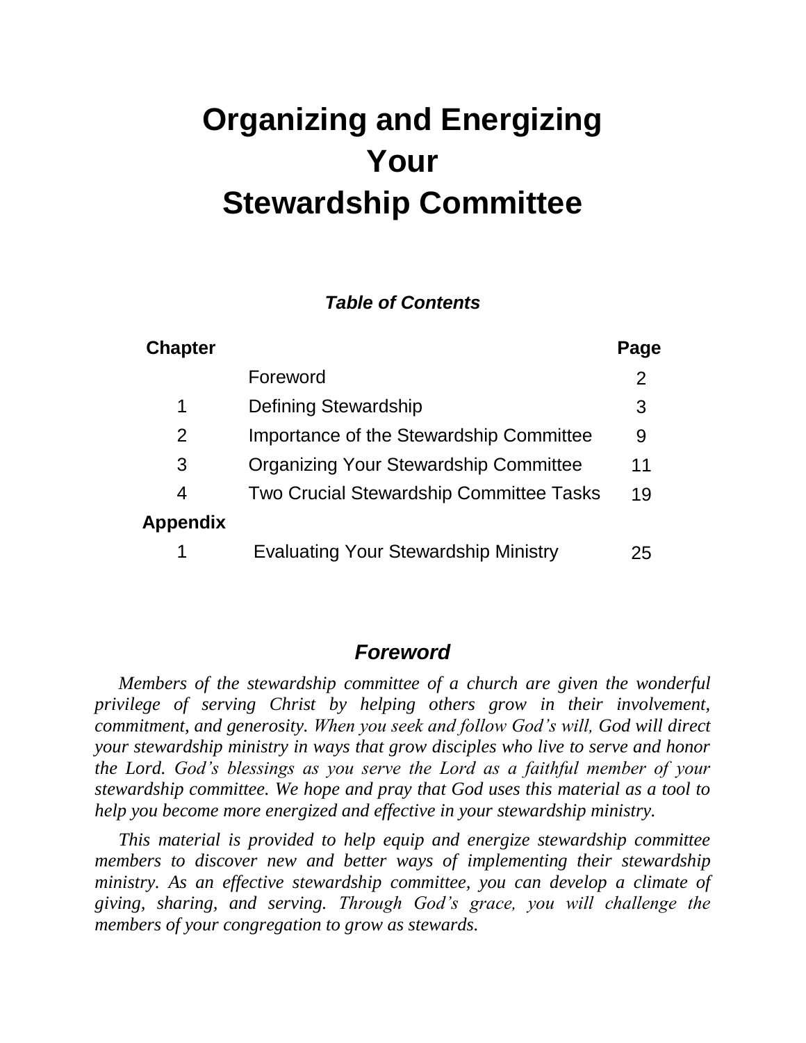# Organizing and Energizing Your Stewardship Committee

***Table of Contents***

| Chapter | | Page |
|---|---|---|
| | Foreword | 2 |
| 1 | Defining Stewardship | 3 |
| 2 | Importance of the Stewardship Committee | 9 |
| 3 | Organizing Your Stewardship Committee | 11 |
| 4 | Two Crucial Stewardship Committee Tasks | 19 |
| **Appendix** | | |
| 1 | Evaluating Your Stewardship Ministry | 25 |

## *Foreword*

*Members of the stewardship committee of a church are given the wonderful privilege of serving Christ by helping others grow in their involvement, commitment, and generosity. When you seek and follow God's will, God will direct your stewardship ministry in ways that grow disciples who live to serve and honor the Lord. God's blessings as you serve the Lord as a faithful member of your stewardship committee. We hope and pray that God uses this material as a tool to help you become more energized and effective in your stewardship ministry.*

*This material is provided to help equip and energize stewardship committee members to discover new and better ways of implementing their stewardship ministry. As an effective stewardship committee, you can develop a climate of giving, sharing, and serving. Through God's grace, you will challenge the members of your congregation to grow as stewards.*